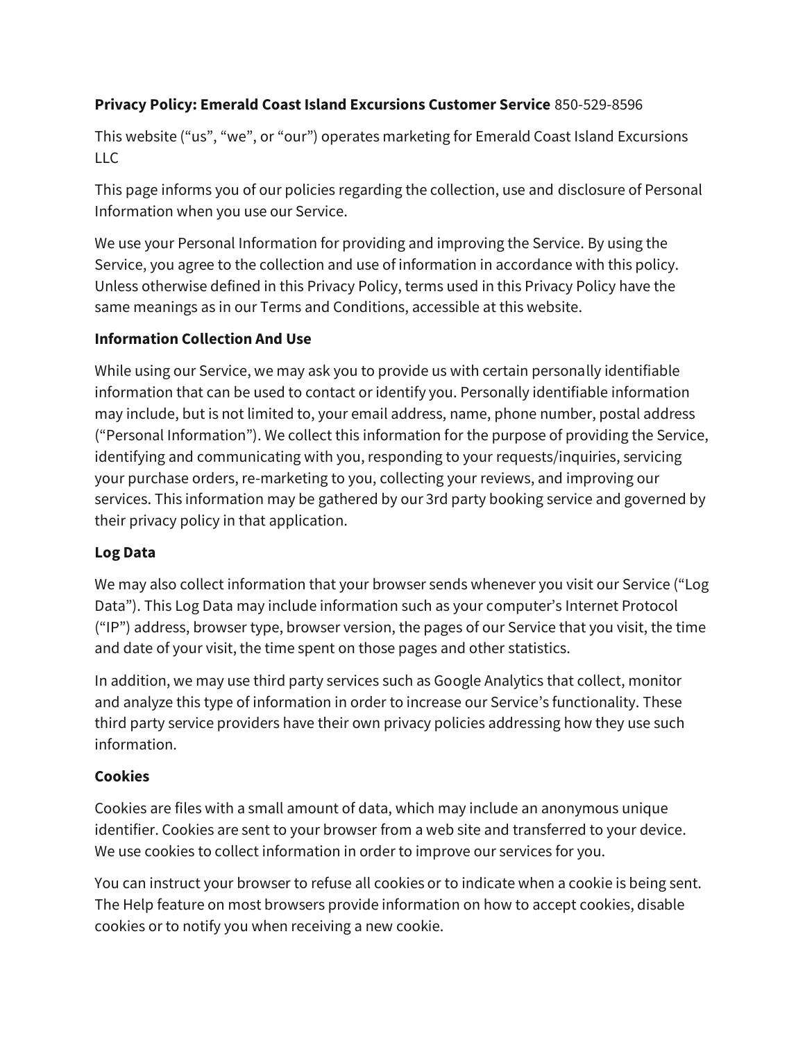**Privacy Policy: Emerald Coast Island Excursions Customer Service** 850-529-8596

This website ("us", "we", or "our") operates marketing for Emerald Coast Island Excursions LLC

This page informs you of our policies regarding the collection, use and disclosure of Personal Information when you use our Service.

We use your Personal Information for providing and improving the Service. By using the Service, you agree to the collection and use of information in accordance with this policy. Unless otherwise defined in this Privacy Policy, terms used in this Privacy Policy have the same meanings as in our Terms and Conditions, accessible at this website.

**Information Collection And Use**

While using our Service, we may ask you to provide us with certain personally identifiable information that can be used to contact or identify you. Personally identifiable information may include, but is not limited to, your email address, name, phone number, postal address ("Personal Information"). We collect this information for the purpose of providing the Service, identifying and communicating with you, responding to your requests/inquiries, servicing your purchase orders, re-marketing to you, collecting your reviews, and improving our services. This information may be gathered by our 3rd party booking service and governed by their privacy policy in that application.

**Log Data**

We may also collect information that your browser sends whenever you visit our Service ("Log Data"). This Log Data may include information such as your computer's Internet Protocol ("IP") address, browser type, browser version, the pages of our Service that you visit, the time and date of your visit, the time spent on those pages and other statistics.

In addition, we may use third party services such as Google Analytics that collect, monitor and analyze this type of information in order to increase our Service's functionality. These third party service providers have their own privacy policies addressing how they use such information.

**Cookies**

Cookies are files with a small amount of data, which may include an anonymous unique identifier. Cookies are sent to your browser from a web site and transferred to your device. We use cookies to collect information in order to improve our services for you.

You can instruct your browser to refuse all cookies or to indicate when a cookie is being sent. The Help feature on most browsers provide information on how to accept cookies, disable cookies or to notify you when receiving a new cookie.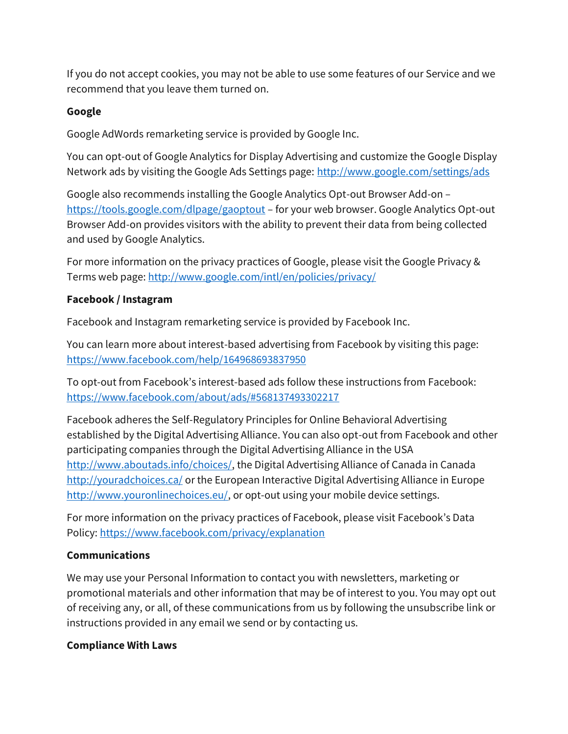If you do not accept cookies, you may not be able to use some features of our Service and we recommend that you leave them turned on.

**Google**

Google AdWords remarketing service is provided by Google Inc.

You can opt-out of Google Analytics for Display Advertising and customize the Google Display Network ads by visiting the Google Ads Settings page: [http://www.google.com/settings/ads](http://www.google.com/settings/ads)

Google also recommends installing the Google Analytics Opt-out Browser Add-on – [https://tools.google.com/dlpage/gaoptout](https://tools.google.com/dlpage/gaoptout) – for your web browser. Google Analytics Opt-out Browser Add-on provides visitors with the ability to prevent their data from being collected and used by Google Analytics.

For more information on the privacy practices of Google, please visit the Google Privacy & Terms web page: [http://www.google.com/intl/en/policies/privacy/](http://www.google.com/intl/en/policies/privacy/)

**Facebook / Instagram**

Facebook and Instagram remarketing service is provided by Facebook Inc.

You can learn more about interest-based advertising from Facebook by visiting this page: [https://www.facebook.com/help/164968693837950](https://www.facebook.com/help/164968693837950)

To opt-out from Facebook's interest-based ads follow these instructions from Facebook: [https://www.facebook.com/about/ads/#568137493302217](https://www.facebook.com/about/ads/#568137493302217)

Facebook adheres the Self-Regulatory Principles for Online Behavioral Advertising established by the Digital Advertising Alliance. You can also opt-out from Facebook and other participating companies through the Digital Advertising Alliance in the USA [http://www.aboutads.info/choices/](http://www.aboutads.info/choices/), the Digital Advertising Alliance of Canada in Canada [http://youradchoices.ca/](http://youradchoices.ca/) or the European Interactive Digital Advertising Alliance in Europe [http://www.youronlinechoices.eu/](http://www.youronlinechoices.eu/), or opt-out using your mobile device settings.

For more information on the privacy practices of Facebook, please visit Facebook's Data Policy: [https://www.facebook.com/privacy/explanation](https://www.facebook.com/privacy/explanation)

**Communications**

We may use your Personal Information to contact you with newsletters, marketing or promotional materials and other information that may be of interest to you. You may opt out of receiving any, or all, of these communications from us by following the unsubscribe link or instructions provided in any email we send or by contacting us.

**Compliance With Laws**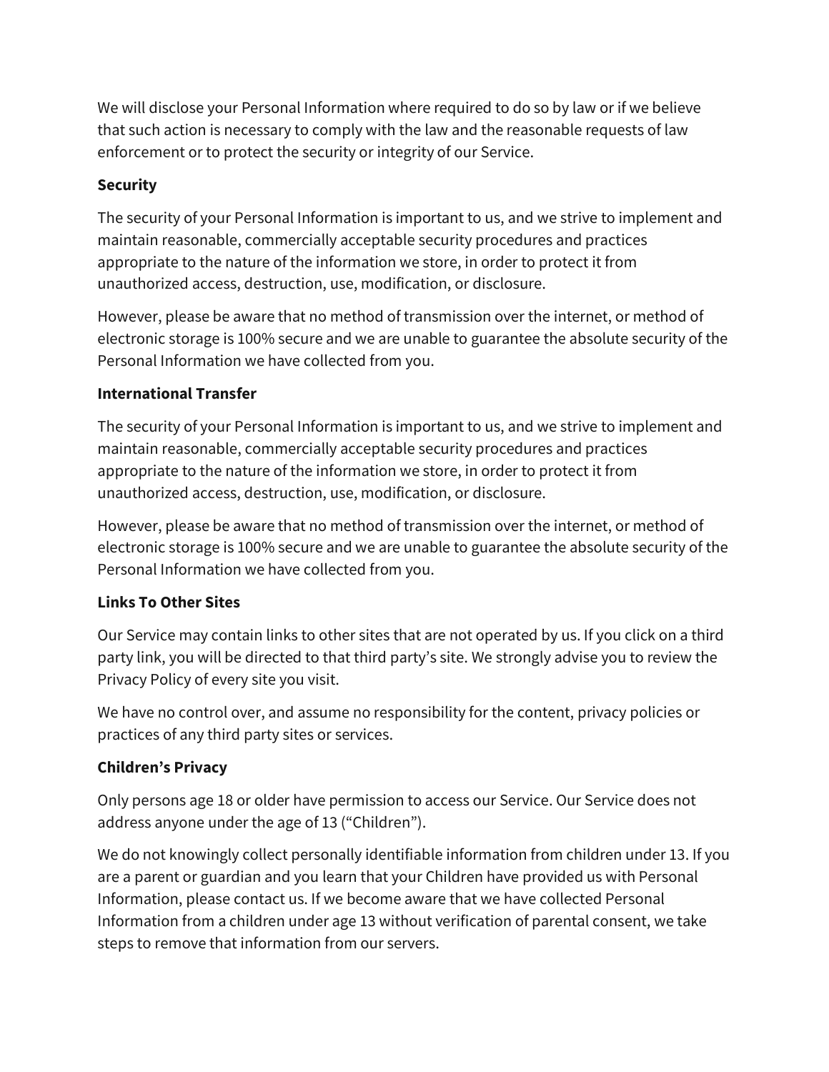We will disclose your Personal Information where required to do so by law or if we believe that such action is necessary to comply with the law and the reasonable requests of law enforcement or to protect the security or integrity of our Service.

**Security**

The security of your Personal Information is important to us, and we strive to implement and maintain reasonable, commercially acceptable security procedures and practices appropriate to the nature of the information we store, in order to protect it from unauthorized access, destruction, use, modification, or disclosure.

However, please be aware that no method of transmission over the internet, or method of electronic storage is 100% secure and we are unable to guarantee the absolute security of the Personal Information we have collected from you.

**International Transfer**

The security of your Personal Information is important to us, and we strive to implement and maintain reasonable, commercially acceptable security procedures and practices appropriate to the nature of the information we store, in order to protect it from unauthorized access, destruction, use, modification, or disclosure.

However, please be aware that no method of transmission over the internet, or method of electronic storage is 100% secure and we are unable to guarantee the absolute security of the Personal Information we have collected from you.

**Links To Other Sites**

Our Service may contain links to other sites that are not operated by us. If you click on a third party link, you will be directed to that third party's site. We strongly advise you to review the Privacy Policy of every site you visit.

We have no control over, and assume no responsibility for the content, privacy policies or practices of any third party sites or services.

**Children's Privacy**

Only persons age 18 or older have permission to access our Service. Our Service does not address anyone under the age of 13 ("Children").

We do not knowingly collect personally identifiable information from children under 13. If you are a parent or guardian and you learn that your Children have provided us with Personal Information, please contact us. If we become aware that we have collected Personal Information from a children under age 13 without verification of parental consent, we take steps to remove that information from our servers.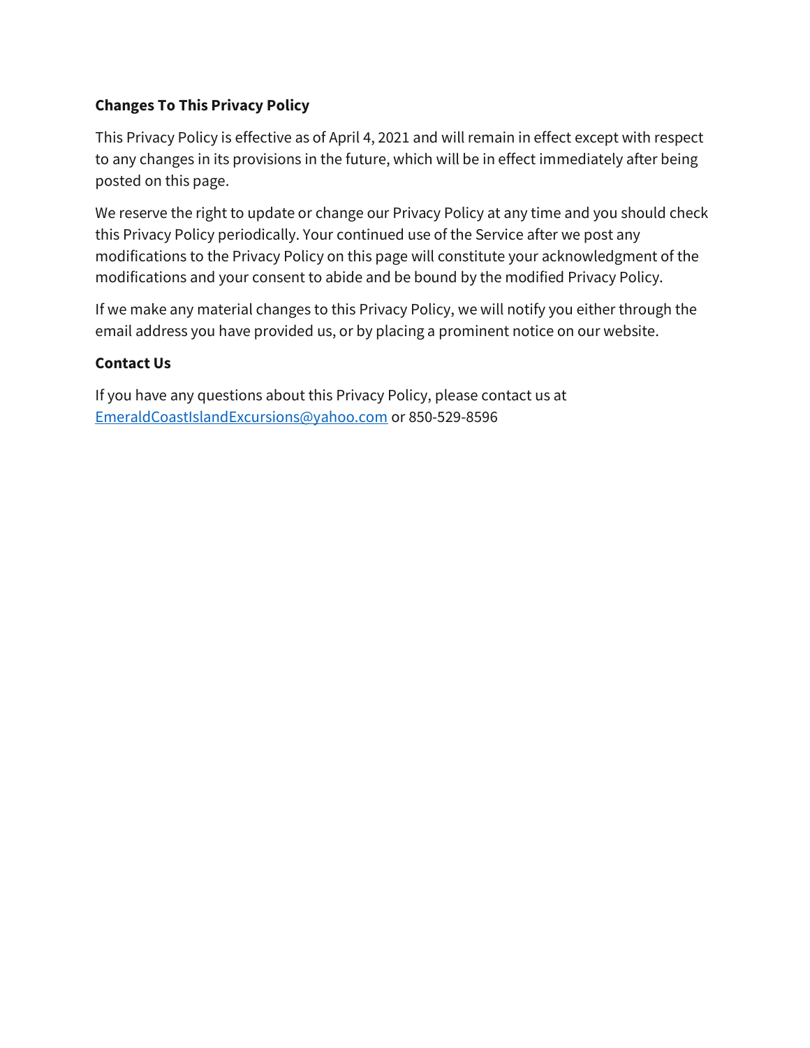**Changes To This Privacy Policy**

This Privacy Policy is effective as of April 4, 2021 and will remain in effect except with respect to any changes in its provisions in the future, which will be in effect immediately after being posted on this page.

We reserve the right to update or change our Privacy Policy at any time and you should check this Privacy Policy periodically. Your continued use of the Service after we post any modifications to the Privacy Policy on this page will constitute your acknowledgment of the modifications and your consent to abide and be bound by the modified Privacy Policy.

If we make any material changes to this Privacy Policy, we will notify you either through the email address you have provided us, or by placing a prominent notice on our website.

**Contact Us**

If you have any questions about this Privacy Policy, please contact us at [EmeraldCoastIslandExcursions@yahoo.com](mailto:EmeraldCoastIslandExcursions@yahoo.com) or 850-529-8596